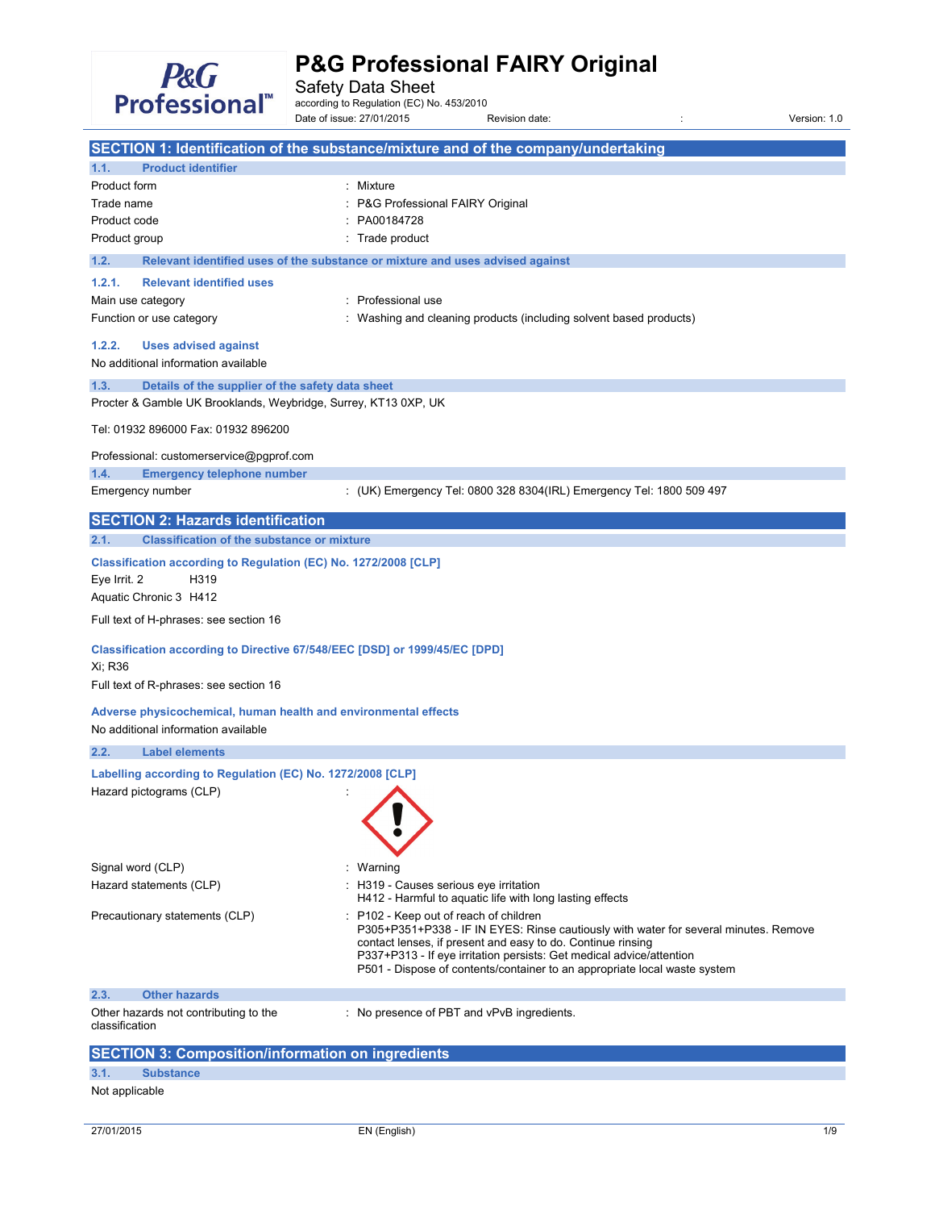# P&G Professional FAIRY Original

Safety Data Sheet

according to Regulation (EC) No. 453/2010

Date of issue: 27/01/2015 Revision date: : Version: 1.0

## SECTION 1: Identification of the substance/mixture and of the company/undertaking

### 1.1. Product identifier

Product form : Mixture

Trade name : P&G Professional FAIRY Original

Product code : PA00184728

Product group : Trade product

### 1.2. Relevant identified uses of the substance or mixture and uses advised against

#### 1.2.1. Relevant identified uses

Main use category : Professional use

Function or use category : Washing and cleaning products (including solvent based products)

#### 1.2.2. Uses advised against

No additional information available

### 1.3. Details of the supplier of the safety data sheet

Procter & Gamble UK Brooklands, Weybridge, Surrey, KT13 0XP, UK

Tel: 01932 896000 Fax: 01932 896200

Professional: customerservice@pgprof.com

### 1.4. Emergency telephone number

Emergency number : (UK) Emergency Tel: 0800 328 8304(IRL) Emergency Tel: 1800 509 497

## SECTION 2: Hazards identification

### 2.1. Classification of the substance or mixture

**Classification according to Regulation (EC) No. 1272/2008 [CLP]**

Eye Irrit. 2 H319

Aquatic Chronic 3 H412

Full text of H-phrases: see section 16

**Classification according to Directive 67/548/EEC [DSD] or 1999/45/EC [DPD]**

Xi; R36

Full text of R-phrases: see section 16

**Adverse physicochemical, human health and environmental effects**

No additional information available

### 2.2. Label elements

**Labelling according to Regulation (EC) No. 1272/2008 [CLP]**

Hazard pictograms (CLP) :

Signal word (CLP) : Warning

Hazard statements (CLP) : H319 - Causes serious eye irritation
H412 - Harmful to aquatic life with long lasting effects

Precautionary statements (CLP) : P102 - Keep out of reach of children
P305+P351+P338 - IF IN EYES: Rinse cautiously with water for several minutes. Remove contact lenses, if present and easy to do. Continue rinsing
P337+P313 - If eye irritation persists: Get medical advice/attention
P501 - Dispose of contents/container to an appropriate local waste system

### 2.3. Other hazards

Other hazards not contributing to the classification : No presence of PBT and vPvB ingredients.

## SECTION 3: Composition/information on ingredients

### 3.1. Substance

Not applicable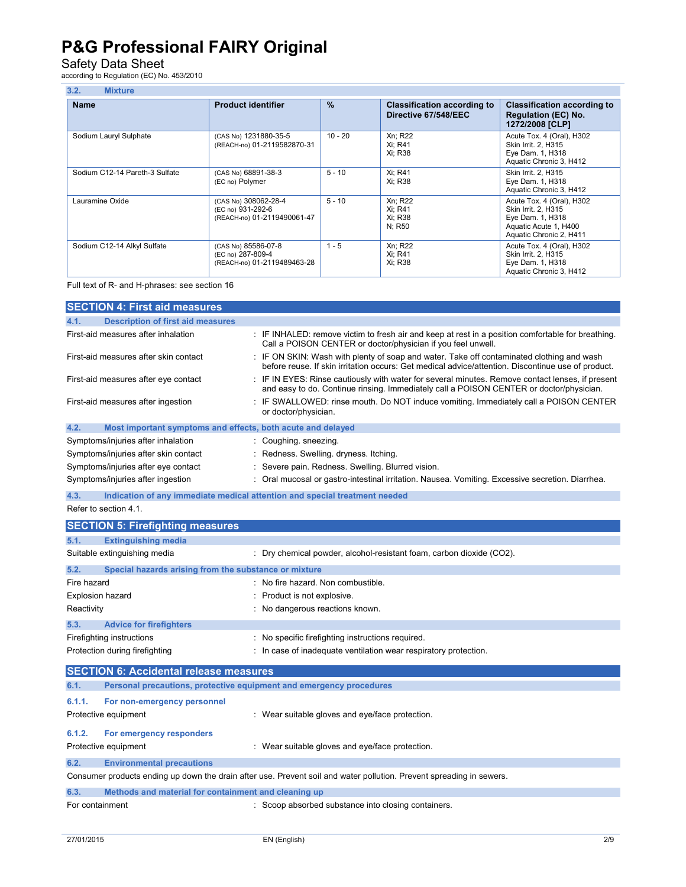### 3.2. Mixture

| Name | Product identifier | % | Classification according to Directive 67/548/EEC | Classification according to Regulation (EC) No. 1272/2008 [CLP] |
|---|---|---|---|---|
| Sodium Lauryl Sulphate | (CAS No) 1231880-35-5<br>(REACH-no) 01-2119582870-31 | 10 - 20 | Xn; R22<br>Xi; R41<br>Xi; R38 | Acute Tox. 4 (Oral), H302<br>Skin Irrit. 2, H315<br>Eye Dam. 1, H318<br>Aquatic Chronic 3, H412 |
| Sodium C12-14 Pareth-3 Sulfate | (CAS No) 68891-38-3<br>(EC no) Polymer | 5 - 10 | Xi; R41<br>Xi; R38 | Skin Irrit. 2, H315<br>Eye Dam. 1, H318<br>Aquatic Chronic 3, H412 |
| Lauramine Oxide | (CAS No) 308062-28-4<br>(EC no) 931-292-6<br>(REACH-no) 01-2119490061-47 | 5 - 10 | Xn; R22<br>Xi; R41<br>Xi; R38<br>N; R50 | Acute Tox. 4 (Oral), H302<br>Skin Irrit. 2, H315<br>Eye Dam. 1, H318<br>Aquatic Acute 1, H400<br>Aquatic Chronic 2, H411 |
| Sodium C12-14 Alkyl Sulfate | (CAS No) 85586-07-8<br>(EC no) 287-809-4<br>(REACH-no) 01-2119489463-28 | 1 - 5 | Xn; R22<br>Xi; R41<br>Xi; R38 | Acute Tox. 4 (Oral), H302<br>Skin Irrit. 2, H315<br>Eye Dam. 1, H318<br>Aquatic Chronic 3, H412 |

Full text of R- and H-phrases: see section 16

## SECTION 4: First aid measures

### 4.1. Description of first aid measures

First-aid measures after inhalation : IF INHALED: remove victim to fresh air and keep at rest in a position comfortable for breathing. Call a POISON CENTER or doctor/physician if you feel unwell.

First-aid measures after skin contact : IF ON SKIN: Wash with plenty of soap and water. Take off contaminated clothing and wash before reuse. If skin irritation occurs: Get medical advice/attention. Discontinue use of product.

First-aid measures after eye contact : IF IN EYES: Rinse cautiously with water for several minutes. Remove contact lenses, if present and easy to do. Continue rinsing. Immediately call a POISON CENTER or doctor/physician.

First-aid measures after ingestion : IF SWALLOWED: rinse mouth. Do NOT induce vomiting. Immediately call a POISON CENTER or doctor/physician.

### 4.2. Most important symptoms and effects, both acute and delayed

Symptoms/injuries after inhalation : Coughing. sneezing.

Symptoms/injuries after skin contact : Redness. Swelling. dryness. Itching.

Symptoms/injuries after eye contact : Severe pain. Redness. Swelling. Blurred vision.

Symptoms/injuries after ingestion : Oral mucosal or gastro-intestinal irritation. Nausea. Vomiting. Excessive secretion. Diarrhea.

### 4.3. Indication of any immediate medical attention and special treatment needed

Refer to section 4.1.

## SECTION 5: Firefighting measures

### 5.1. Extinguishing media

Suitable extinguishing media : Dry chemical powder, alcohol-resistant foam, carbon dioxide ($CO_2$).

### 5.2. Special hazards arising from the substance or mixture

Fire hazard : No fire hazard. Non combustible.

Explosion hazard : Product is not explosive.

Reactivity : No dangerous reactions known.

### 5.3. Advice for firefighters

Firefighting instructions : No specific firefighting instructions required.

Protection during firefighting : In case of inadequate ventilation wear respiratory protection.

## SECTION 6: Accidental release measures

### 6.1. Personal precautions, protective equipment and emergency procedures

#### 6.1.1. For non-emergency personnel

Protective equipment : Wear suitable gloves and eye/face protection.

#### 6.1.2. For emergency responders

Protective equipment : Wear suitable gloves and eye/face protection.

### 6.2. Environmental precautions

Consumer products ending up down the drain after use. Prevent soil and water pollution. Prevent spreading in sewers.

### 6.3. Methods and material for containment and cleaning up

For containment : Scoop absorbed substance into closing containers.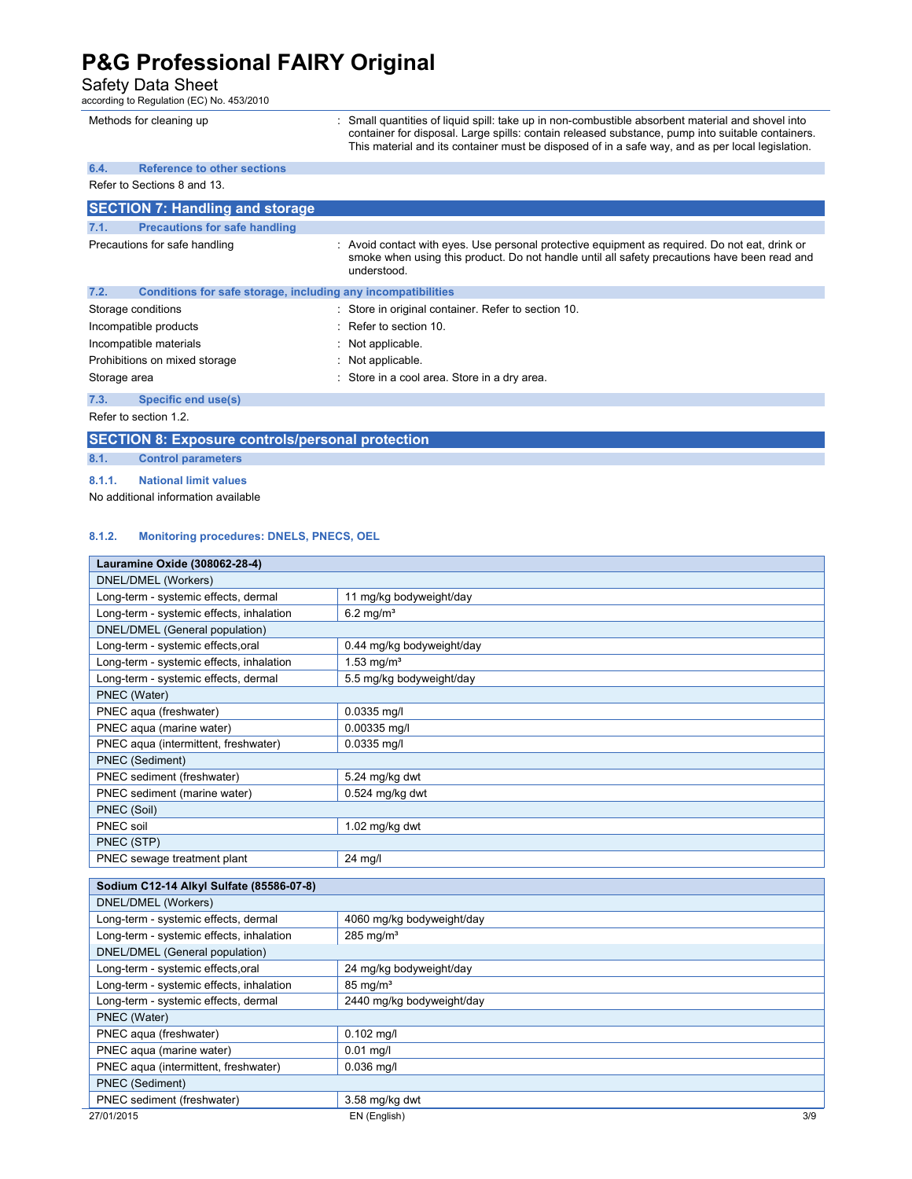| | |
|---|---|
| Methods for cleaning up | : Small quantities of liquid spill: take up in non-combustible absorbent material and shovel into container for disposal. Large spills: contain released substance, pump into suitable containers. This material and its container must be disposed of in a safe way, and as per local legislation. |

### 6.4. Reference to other sections

Refer to Sections 8 and 13.

## SECTION 7: Handling and storage

### 7.1. Precautions for safe handling

| | |
|---|---|
| Precautions for safe handling | : Avoid contact with eyes. Use personal protective equipment as required. Do not eat, drink or smoke when using this product. Do not handle until all safety precautions have been read and understood. |

### 7.2. Conditions for safe storage, including any incompatibilities

| | |
|---|---|
| Storage conditions | : Store in original container. Refer to section 10. |
| Incompatible products | : Refer to section 10. |
| Incompatible materials | : Not applicable. |
| Prohibitions on mixed storage | : Not applicable. |
| Storage area | : Store in a cool area. Store in a dry area. |

### 7.3. Specific end use(s)

Refer to section 1.2.

## SECTION 8: Exposure controls/personal protection

### 8.1. Control parameters

#### 8.1.1. National limit values

No additional information available

#### 8.1.2. Monitoring procedures: DNELS, PNECS, OEL

| Lauramine Oxide (308062-28-4) | |
|---|---|
| DNEL/DMEL (Workers) | |
| Long-term - systemic effects, dermal | 11 mg/kg bodyweight/day |
| Long-term - systemic effects, inhalation | 6.2 mg/m³ |
| DNEL/DMEL (General population) | |
| Long-term - systemic effects,oral | 0.44 mg/kg bodyweight/day |
| Long-term - systemic effects, inhalation | 1.53 mg/m³ |
| Long-term - systemic effects, dermal | 5.5 mg/kg bodyweight/day |
| PNEC (Water) | |
| PNEC aqua (freshwater) | 0.0335 mg/l |
| PNEC aqua (marine water) | 0.00335 mg/l |
| PNEC aqua (intermittent, freshwater) | 0.0335 mg/l |
| PNEC (Sediment) | |
| PNEC sediment (freshwater) | 5.24 mg/kg dwt |
| PNEC sediment (marine water) | 0.524 mg/kg dwt |
| PNEC (Soil) | |
| PNEC soil | 1.02 mg/kg dwt |
| PNEC (STP) | |
| PNEC sewage treatment plant | 24 mg/l |

| Sodium C12-14 Alkyl Sulfate (85586-07-8) | |
|---|---|
| DNEL/DMEL (Workers) | |
| Long-term - systemic effects, dermal | 4060 mg/kg bodyweight/day |
| Long-term - systemic effects, inhalation | 285 mg/m³ |
| DNEL/DMEL (General population) | |
| Long-term - systemic effects,oral | 24 mg/kg bodyweight/day |
| Long-term - systemic effects, inhalation | 85 mg/m³ |
| Long-term - systemic effects, dermal | 2440 mg/kg bodyweight/day |
| PNEC (Water) | |
| PNEC aqua (freshwater) | 0.102 mg/l |
| PNEC aqua (marine water) | 0.01 mg/l |
| PNEC aqua (intermittent, freshwater) | 0.036 mg/l |
| PNEC (Sediment) | |
| PNEC sediment (freshwater) | 3.58 mg/kg dwt |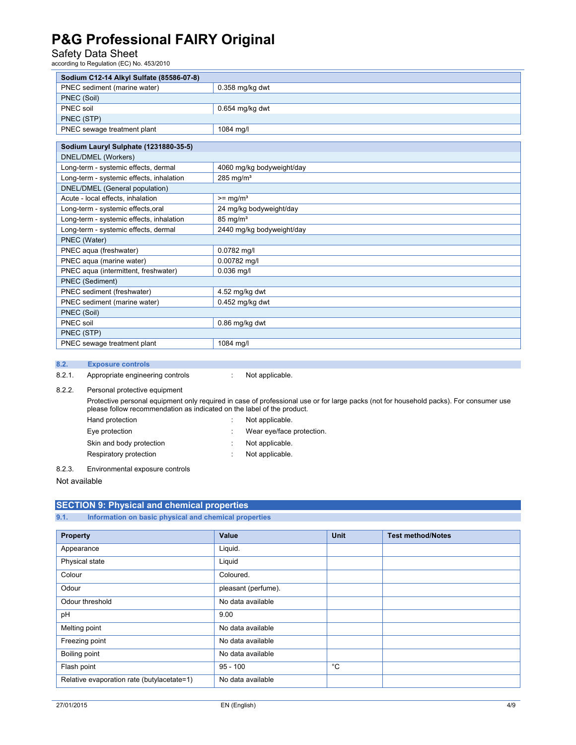| Sodium C12-14 Alkyl Sulfate (85586-07-8) | |
|---|---|
| PNEC sediment (marine water) | 0.358 mg/kg dwt |
| PNEC (Soil) | |
| PNEC soil | 0.654 mg/kg dwt |
| PNEC (STP) | |
| PNEC sewage treatment plant | 1084 mg/l |

| Sodium Lauryl Sulphate (1231880-35-5) | |
|---|---|
| DNEL/DMEL (Workers) | |
| Long-term - systemic effects, dermal | 4060 mg/kg bodyweight/day |
| Long-term - systemic effects, inhalation | 285 mg/m³ |
| DNEL/DMEL (General population) | |
| Acute - local effects, inhalation | >= mg/m³ |
| Long-term - systemic effects,oral | 24 mg/kg bodyweight/day |
| Long-term - systemic effects, inhalation | 85 mg/m³ |
| Long-term - systemic effects, dermal | 2440 mg/kg bodyweight/day |
| PNEC (Water) | |
| PNEC aqua (freshwater) | 0.0782 mg/l |
| PNEC aqua (marine water) | 0.00782 mg/l |
| PNEC aqua (intermittent, freshwater) | 0.036 mg/l |
| PNEC (Sediment) | |
| PNEC sediment (freshwater) | 4.52 mg/kg dwt |
| PNEC sediment (marine water) | 0.452 mg/kg dwt |
| PNEC (Soil) | |
| PNEC soil | 0.86 mg/kg dwt |
| PNEC (STP) | |
| PNEC sewage treatment plant | 1084 mg/l |

### 8.2. Exposure controls

8.2.1. Appropriate engineering controls : Not applicable.

8.2.2. Personal protective equipment

Protective personal equipment only required in case of professional use or for large packs (not for household packs). For consumer use please follow recommendation as indicated on the label of the product.

- Hand protection : Not applicable.
- Eye protection : Wear eye/face protection.
- Skin and body protection : Not applicable.
- Respiratory protection : Not applicable.

8.2.3. Environmental exposure controls

Not available

## SECTION 9: Physical and chemical properties

### 9.1. Information on basic physical and chemical properties

| Property | Value | Unit | Test method/Notes |
|---|---|---|---|
| Appearance | Liquid. | | |
| Physical state | Liquid | | |
| Colour | Coloured. | | |
| Odour | pleasant (perfume). | | |
| Odour threshold | No data available | | |
| pH | 9.00 | | |
| Melting point | No data available | | |
| Freezing point | No data available | | |
| Boiling point | No data available | | |
| Flash point | 95 - 100 | °C | |
| Relative evaporation rate (butylacetate=1) | No data available | | |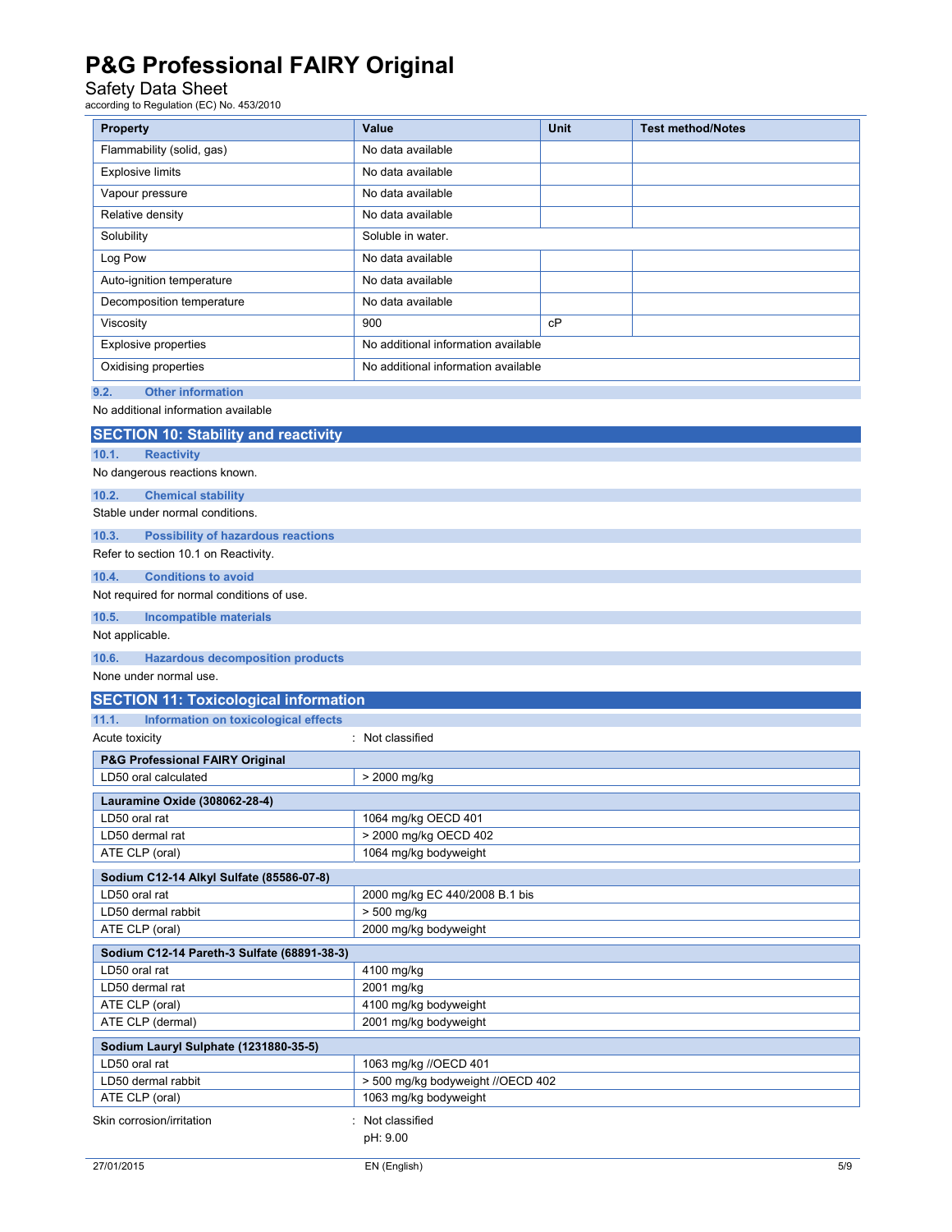| Property | Value | Unit | Test method/Notes |
|---|---|---|---|
| Flammability (solid, gas) | No data available | | |
| Explosive limits | No data available | | |
| Vapour pressure | No data available | | |
| Relative density | No data available | | |
| Solubility | Soluble in water. | | |
| Log Pow | No data available | | |
| Auto-ignition temperature | No data available | | |
| Decomposition temperature | No data available | | |
| Viscosity | 900 | cP | |
| Explosive properties | No additional information available | | |
| Oxidising properties | No additional information available | | |

### 9.2. Other information

No additional information available

## SECTION 10: Stability and reactivity

### 10.1. Reactivity

No dangerous reactions known.

### 10.2. Chemical stability

Stable under normal conditions.

### 10.3. Possibility of hazardous reactions

Refer to section 10.1 on Reactivity.

### 10.4. Conditions to avoid

Not required for normal conditions of use.

### 10.5. Incompatible materials

Not applicable.

### 10.6. Hazardous decomposition products

None under normal use.

## SECTION 11: Toxicological information

### 11.1. Information on toxicological effects

Acute toxicity : Not classified

| P&G Professional FAIRY Original | |
|---|---|
| LD50 oral calculated | > 2000 mg/kg |

| Lauramine Oxide (308062-28-4) | |
|---|---|
| LD50 oral rat | 1064 mg/kg OECD 401 |
| LD50 dermal rat | > 2000 mg/kg OECD 402 |
| ATE CLP (oral) | 1064 mg/kg bodyweight |

| Sodium C12-14 Alkyl Sulfate (85586-07-8) | |
|---|---|
| LD50 oral rat | 2000 mg/kg EC 440/2008 B.1 bis |
| LD50 dermal rabbit | > 500 mg/kg |
| ATE CLP (oral) | 2000 mg/kg bodyweight |

| Sodium C12-14 Pareth-3 Sulfate (68891-38-3) | |
|---|---|
| LD50 oral rat | 4100 mg/kg |
| LD50 dermal rat | 2001 mg/kg |
| ATE CLP (oral) | 4100 mg/kg bodyweight |
| ATE CLP (dermal) | 2001 mg/kg bodyweight |

| Sodium Lauryl Sulphate (1231880-35-5) | |
|---|---|
| LD50 oral rat | 1063 mg/kg //OECD 401 |
| LD50 dermal rabbit | > 500 mg/kg bodyweight //OECD 402 |
| ATE CLP (oral) | 1063 mg/kg bodyweight |

Skin corrosion/irritation : Not classified

pH: 9.00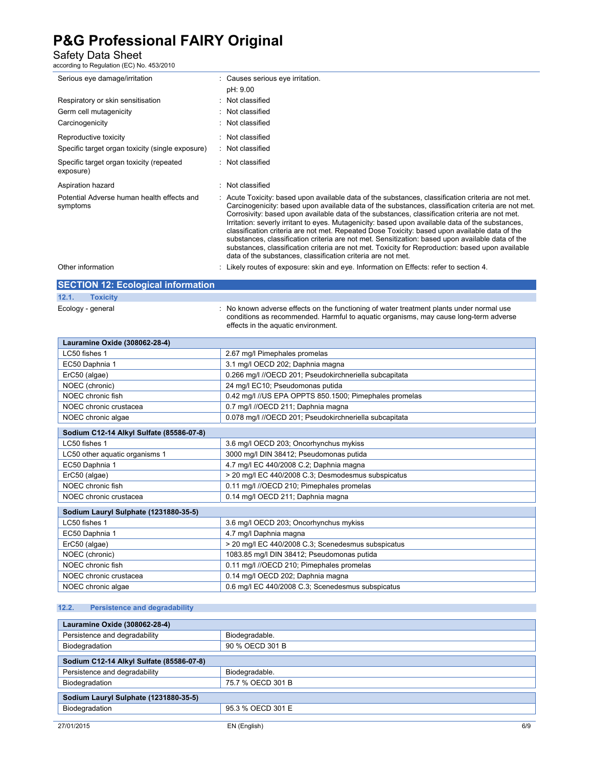| | |
|---|---|
| Serious eye damage/irritation | : Causes serious eye irritation.<br>pH: 9.00 |
| Respiratory or skin sensitisation | : Not classified |
| Germ cell mutagenicity | : Not classified |
| Carcinogenicity | : Not classified |
| Reproductive toxicity | : Not classified |
| Specific target organ toxicity (single exposure) | : Not classified |
| Specific target organ toxicity (repeated exposure) | : Not classified |
| Aspiration hazard | : Not classified |
| Potential Adverse human health effects and symptoms | : Acute Toxicity: based upon available data of the substances, classification criteria are not met. Carcinogenicity: based upon available data of the substances, classification criteria are not met. Corrosivity: based upon available data of the substances, classification criteria are not met. Irritation: severly irritant to eyes. Mutagenicity: based upon available data of the substances, classification criteria are not met. Repeated Dose Toxicity: based upon available data of the substances, classification criteria are not met. Sensitization: based upon available data of the substances, classification criteria are not met. Toxicity for Reproduction: based upon available data of the substances, classification criteria are not met. |
| Other information | : Likely routes of exposure: skin and eye. Information on Effects: refer to section 4. |

## SECTION 12: Ecological information

### 12.1. Toxicity

Ecology - general : No known adverse effects on the functioning of water treatment plants under normal use conditions as recommended. Harmful to aquatic organisms, may cause long-term adverse effects in the aquatic environment.

| Lauramine Oxide (308062-28-4) | |
|---|---|
| LC50 fishes 1 | 2.67 mg/l Pimephales promelas |
| EC50 Daphnia 1 | 3.1 mg/l OECD 202; Daphnia magna |
| ErC50 (algae) | 0.266 mg/l //OECD 201; Pseudokirchneriella subcapitata |
| NOEC (chronic) | 24 mg/l EC10; Pseudomonas putida |
| NOEC chronic fish | 0.42 mg/l //US EPA OPPTS 850.1500; Pimephales promelas |
| NOEC chronic crustacea | 0.7 mg/l //OECD 211; Daphnia magna |
| NOEC chronic algae | 0.078 mg/l //OECD 201; Pseudokirchneriella subcapitata |

| Sodium C12-14 Alkyl Sulfate (85586-07-8) | |
|---|---|
| LC50 fishes 1 | 3.6 mg/l OECD 203; Oncorhynchus mykiss |
| LC50 other aquatic organisms 1 | 3000 mg/l DIN 38412; Pseudomonas putida |
| EC50 Daphnia 1 | 4.7 mg/l EC 440/2008 C.2; Daphnia magna |
| ErC50 (algae) | > 20 mg/l EC 440/2008 C.3; Desmodesmus subspicatus |
| NOEC chronic fish | 0.11 mg/l //OECD 210; Pimephales promelas |
| NOEC chronic crustacea | 0.14 mg/l OECD 211; Daphnia magna |

| Sodium Lauryl Sulphate (1231880-35-5) | |
|---|---|
| LC50 fishes 1 | 3.6 mg/l OECD 203; Oncorhynchus mykiss |
| EC50 Daphnia 1 | 4.7 mg/l Daphnia magna |
| ErC50 (algae) | > 20 mg/l EC 440/2008 C.3; Scenedesmus subspicatus |
| NOEC (chronic) | 1083.85 mg/l DIN 38412; Pseudomonas putida |
| NOEC chronic fish | 0.11 mg/l //OECD 210; Pimephales promelas |
| NOEC chronic crustacea | 0.14 mg/l OECD 202; Daphnia magna |
| NOEC chronic algae | 0.6 mg/l EC 440/2008 C.3; Scenedesmus subspicatus |

### 12.2. Persistence and degradability

| Lauramine Oxide (308062-28-4) | |
|---|---|
| Persistence and degradability | Biodegradable. |
| Biodegradation | 90 % OECD 301 B |

| Sodium C12-14 Alkyl Sulfate (85586-07-8) | |
|---|---|
| Persistence and degradability | Biodegradable. |
| Biodegradation | 75.7 % OECD 301 B |

| Sodium Lauryl Sulphate (1231880-35-5) | |
|---|---|
| Biodegradation | 95.3 % OECD 301 E |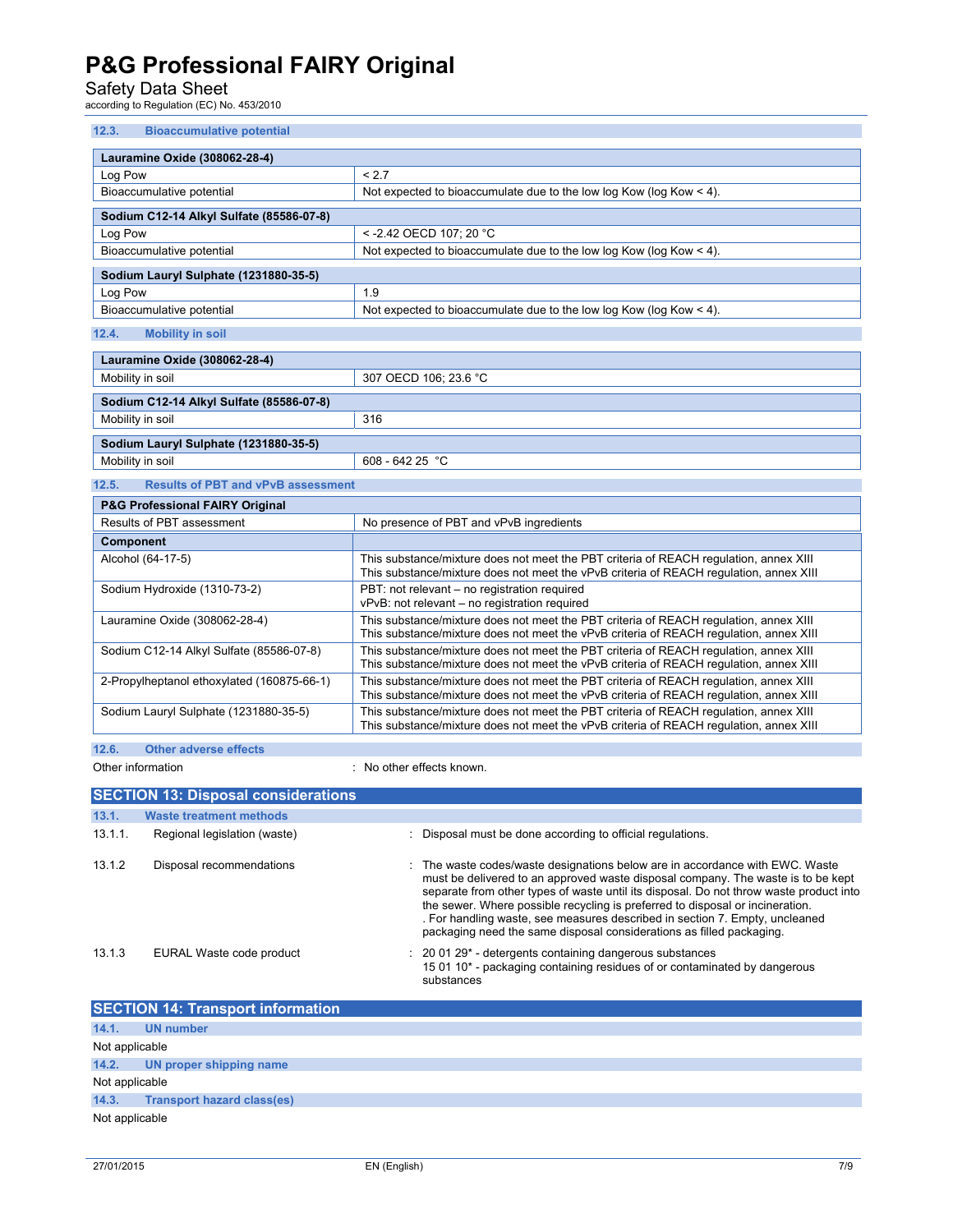### 12.3. Bioaccumulative potential

| Lauramine Oxide (308062-28-4) | |
|---|---|
| Log Pow | < 2.7 |
| Bioaccumulative potential | Not expected to bioaccumulate due to the low log Kow (log Kow < 4). |

| Sodium C12-14 Alkyl Sulfate (85586-07-8) | |
|---|---|
| Log Pow | < -2.42 OECD 107; 20 °C |
| Bioaccumulative potential | Not expected to bioaccumulate due to the low log Kow (log Kow < 4). |

| Sodium Lauryl Sulphate (1231880-35-5) | |
|---|---|
| Log Pow | 1.9 |
| Bioaccumulative potential | Not expected to bioaccumulate due to the low log Kow (log Kow < 4). |

### 12.4. Mobility in soil

| Lauramine Oxide (308062-28-4) | |
|---|---|
| Mobility in soil | 307 OECD 106; 23.6 °C |

| Sodium C12-14 Alkyl Sulfate (85586-07-8) | |
|---|---|
| Mobility in soil | 316 |

| Sodium Lauryl Sulphate (1231880-35-5) | |
|---|---|
| Mobility in soil | 608 - 642 25 °C |

### 12.5. Results of PBT and vPvB assessment

| P&G Professional FAIRY Original | |
|---|---|
| Results of PBT assessment | No presence of PBT and vPvB ingredients |
| **Component** | |
| Alcohol (64-17-5) | This substance/mixture does not meet the PBT criteria of REACH regulation, annex XIII<br>This substance/mixture does not meet the vPvB criteria of REACH regulation, annex XIII |
| Sodium Hydroxide (1310-73-2) | PBT: not relevant – no registration required<br>vPvB: not relevant – no registration required |
| Lauramine Oxide (308062-28-4) | This substance/mixture does not meet the PBT criteria of REACH regulation, annex XIII<br>This substance/mixture does not meet the vPvB criteria of REACH regulation, annex XIII |
| Sodium C12-14 Alkyl Sulfate (85586-07-8) | This substance/mixture does not meet the PBT criteria of REACH regulation, annex XIII<br>This substance/mixture does not meet the vPvB criteria of REACH regulation, annex XIII |
| 2-Propylheptanol ethoxylated (160875-66-1) | This substance/mixture does not meet the PBT criteria of REACH regulation, annex XIII<br>This substance/mixture does not meet the vPvB criteria of REACH regulation, annex XIII |
| Sodium Lauryl Sulphate (1231880-35-5) | This substance/mixture does not meet the PBT criteria of REACH regulation, annex XIII<br>This substance/mixture does not meet the vPvB criteria of REACH regulation, annex XIII |

### 12.6. Other adverse effects

Other information : No other effects known.

## SECTION 13: Disposal considerations

### 13.1. Waste treatment methods

13.1.1. Regional legislation (waste) : Disposal must be done according to official regulations.

13.1.2 Disposal recommendations : The waste codes/waste designations below are in accordance with EWC. Waste must be delivered to an approved waste disposal company. The waste is to be kept separate from other types of waste until its disposal. Do not throw waste product into the sewer. Where possible recycling is preferred to disposal or incineration. . For handling waste, see measures described in section 7. Empty, uncleaned packaging need the same disposal considerations as filled packaging.

13.1.3 EURAL Waste code product : 20 01 29* - detergents containing dangerous substances
15 01 10* - packaging containing residues of or contaminated by dangerous substances

## SECTION 14: Transport information

### 14.1. UN number

Not applicable

### 14.2. UN proper shipping name

Not applicable

### 14.3. Transport hazard class(es)

Not applicable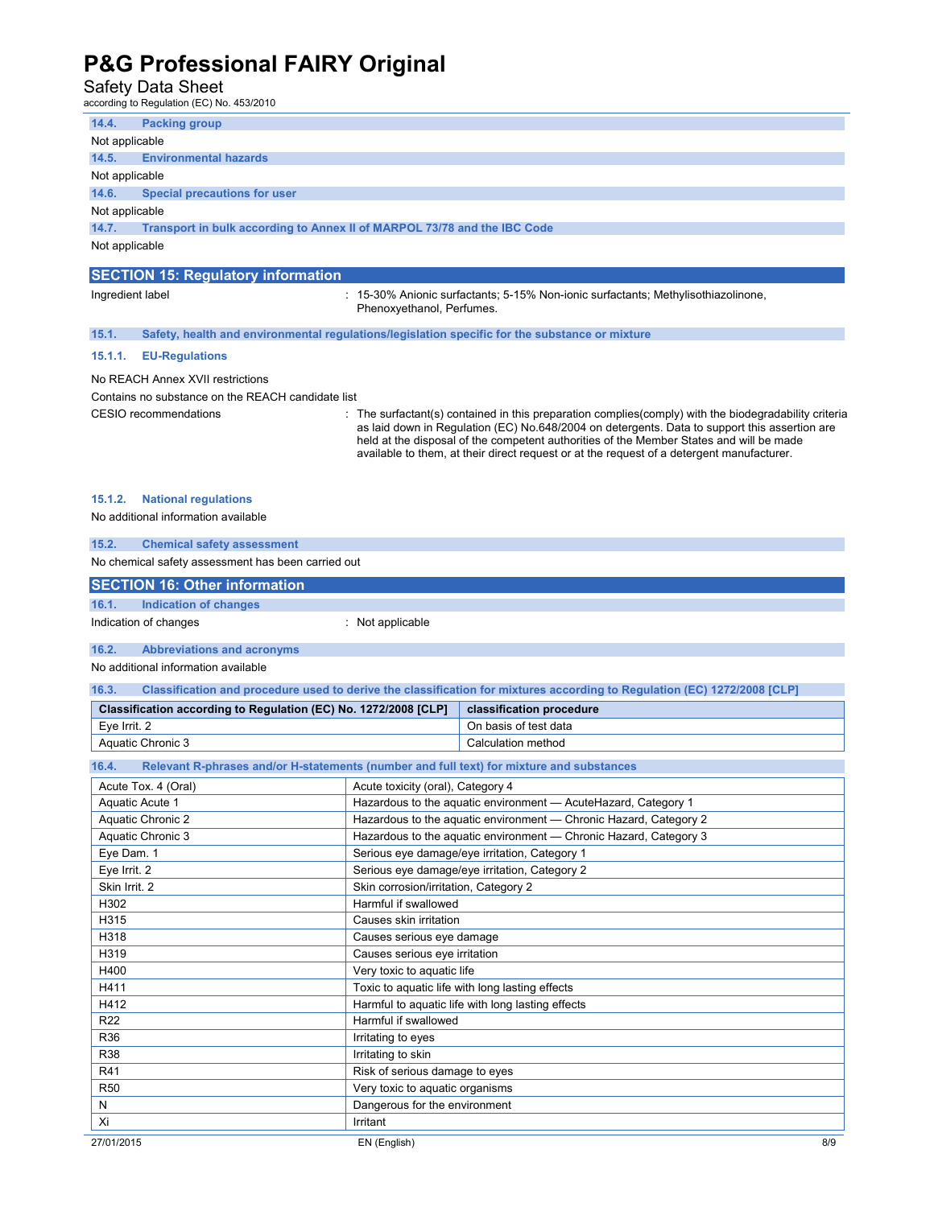### 14.4. Packing group

Not applicable

### 14.5. Environmental hazards

Not applicable

### 14.6. Special precautions for user

Not applicable

### 14.7. Transport in bulk according to Annex II of MARPOL 73/78 and the IBC Code

Not applicable

## SECTION 15: Regulatory information

Ingredient label : 15-30% Anionic surfactants; 5-15% Non-ionic surfactants; Methylisothiazolinone, Phenoxyethanol, Perfumes.

### 15.1. Safety, health and environmental regulations/legislation specific for the substance or mixture

#### 15.1.1. EU-Regulations

No REACH Annex XVII restrictions

Contains no substance on the REACH candidate list

CESIO recommendations : The surfactant(s) contained in this preparation complies(comply) with the biodegradability criteria as laid down in Regulation (EC) No.648/2004 on detergents. Data to support this assertion are held at the disposal of the competent authorities of the Member States and will be made available to them, at their direct request or at the request of a detergent manufacturer.

#### 15.1.2. National regulations

No additional information available

### 15.2. Chemical safety assessment

No chemical safety assessment has been carried out

## SECTION 16: Other information

### 16.1. Indication of changes

Indication of changes : Not applicable

### 16.2. Abbreviations and acronyms

No additional information available

### 16.3. Classification and procedure used to derive the classification for mixtures according to Regulation (EC) 1272/2008 [CLP]

| Classification according to Regulation (EC) No. 1272/2008 [CLP] | classification procedure |
|---|---|
| Eye Irrit. 2 | On basis of test data |
| Aquatic Chronic 3 | Calculation method |

### 16.4. Relevant R-phrases and/or H-statements (number and full text) for mixture and substances

| | |
|---|---|
| Acute Tox. 4 (Oral) | Acute toxicity (oral), Category 4 |
| Aquatic Acute 1 | Hazardous to the aquatic environment — AcuteHazard, Category 1 |
| Aquatic Chronic 2 | Hazardous to the aquatic environment — Chronic Hazard, Category 2 |
| Aquatic Chronic 3 | Hazardous to the aquatic environment — Chronic Hazard, Category 3 |
| Eye Dam. 1 | Serious eye damage/eye irritation, Category 1 |
| Eye Irrit. 2 | Serious eye damage/eye irritation, Category 2 |
| Skin Irrit. 2 | Skin corrosion/irritation, Category 2 |
| H302 | Harmful if swallowed |
| H315 | Causes skin irritation |
| H318 | Causes serious eye damage |
| H319 | Causes serious eye irritation |
| H400 | Very toxic to aquatic life |
| H411 | Toxic to aquatic life with long lasting effects |
| H412 | Harmful to aquatic life with long lasting effects |
| R22 | Harmful if swallowed |
| R36 | Irritating to eyes |
| R38 | Irritating to skin |
| R41 | Risk of serious damage to eyes |
| R50 | Very toxic to aquatic organisms |
| N | Dangerous for the environment |
| Xi | Irritant |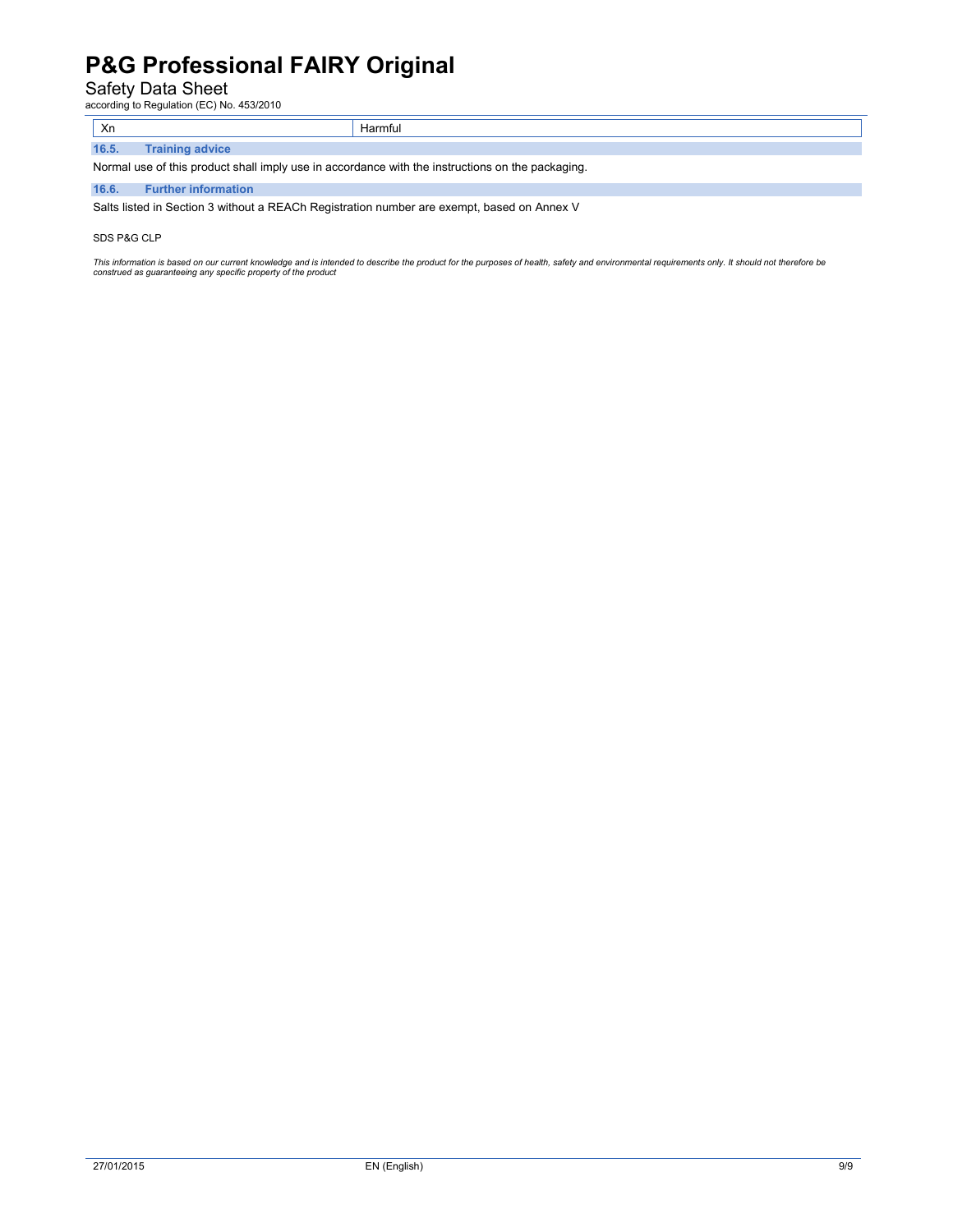| | |
|---|---|
| Xn | Harmful |

### 16.5. Training advice

Normal use of this product shall imply use in accordance with the instructions on the packaging.

### 16.6. Further information

Salts listed in Section 3 without a REACh Registration number are exempt, based on Annex V

SDS P&G CLP

*This information is based on our current knowledge and is intended to describe the product for the purposes of health, safety and environmental requirements only. It should not therefore be construed as guaranteeing any specific property of the product*